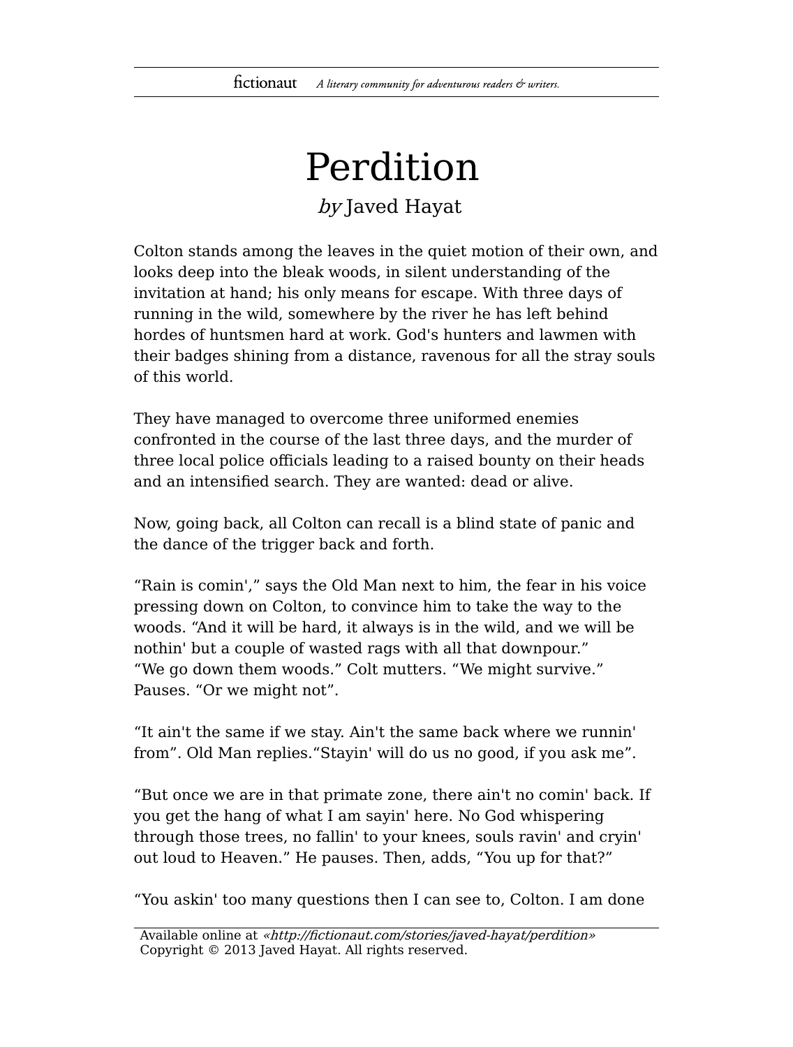# Perdition

*by* Javed Hayat

Colton stands among the leaves in the quiet motion of their own, and looks deep into the bleak woods, in silent understanding of the invitation at hand; his only means for escape. With three days of running in the wild, somewhere by the river he has left behind hordes of huntsmen hard at work. God's hunters and lawmen with their badges shining from a distance, ravenous for all the stray souls of this world.

They have managed to overcome three uniformed enemies confronted in the course of the last three days, and the murder of three local police officials leading to a raised bounty on their heads and an intensified search. They are wanted: dead or alive.

Now, going back, all Colton can recall is a blind state of panic and the dance of the trigger back and forth.

"Rain is comin'," says the Old Man next to him, the fear in his voice pressing down on Colton, to convince him to take the way to the woods. "And it will be hard, it always is in the wild, and we will be nothin' but a couple of wasted rags with all that downpour."
"We go down them woods." Colt mutters. "We might survive." Pauses. "Or we might not".

"It ain't the same if we stay. Ain't the same back where we runnin' from". Old Man replies."Stayin' will do us no good, if you ask me".

"But once we are in that primate zone, there ain't no comin' back. If you get the hang of what I am sayin' here. No God whispering through those trees, no fallin' to your knees, souls ravin' and cryin' out loud to Heaven." He pauses. Then, adds, "You up for that?"

"You askin' too many questions then I can see to, Colton. I am done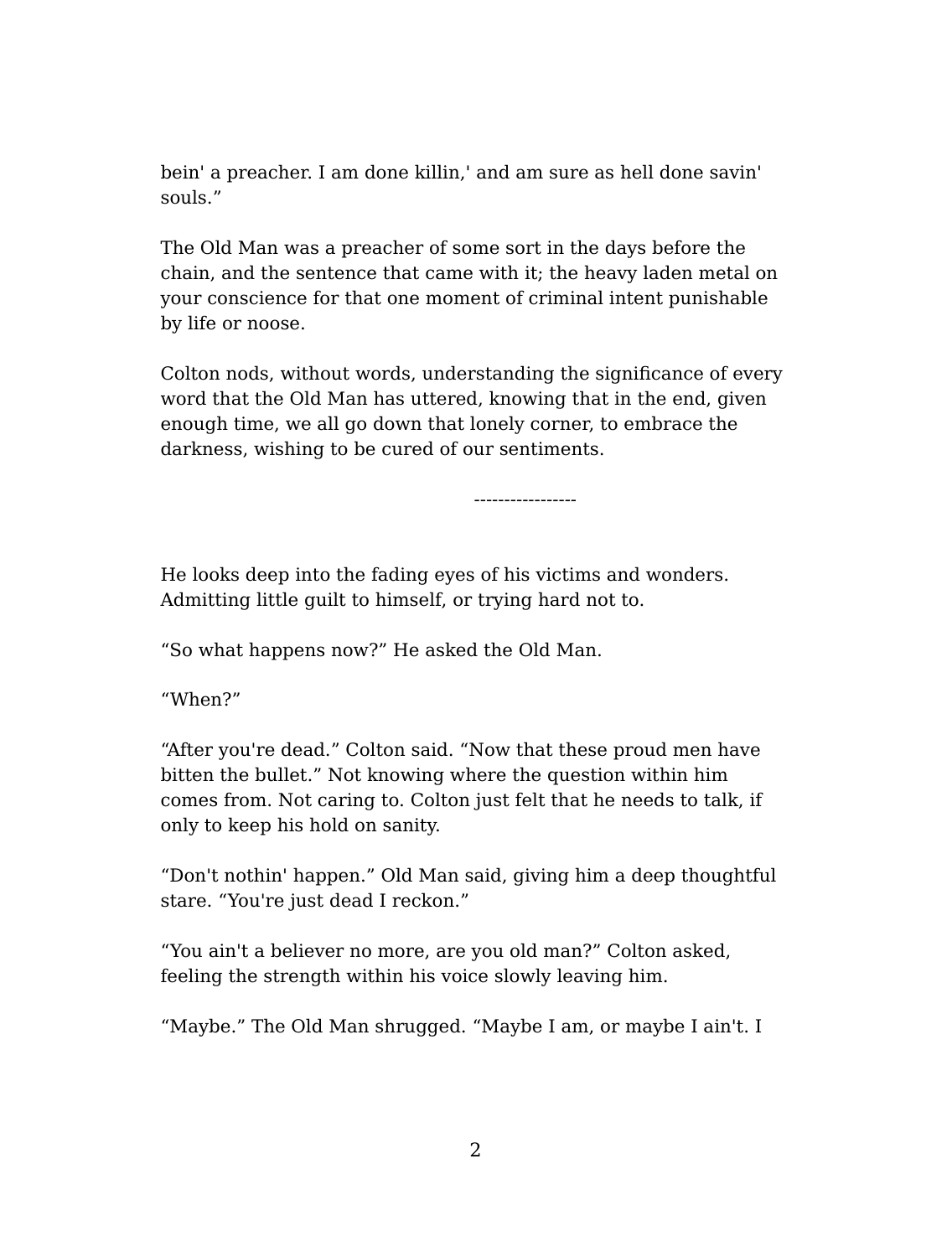bein' a preacher. I am done killin,' and am sure as hell done savin' souls."

The Old Man was a preacher of some sort in the days before the chain, and the sentence that came with it; the heavy laden metal on your conscience for that one moment of criminal intent punishable by life or noose.

Colton nods, without words, understanding the significance of every word that the Old Man has uttered, knowing that in the end, given enough time, we all go down that lonely corner, to embrace the darkness, wishing to be cured of our sentiments.

-----------------

He looks deep into the fading eyes of his victims and wonders. Admitting little guilt to himself, or trying hard not to.

"So what happens now?" He asked the Old Man.

"When?"

"After you're dead." Colton said. "Now that these proud men have bitten the bullet." Not knowing where the question within him comes from. Not caring to. Colton just felt that he needs to talk, if only to keep his hold on sanity.

"Don't nothin' happen." Old Man said, giving him a deep thoughtful stare. "You're just dead I reckon."

"You ain't a believer no more, are you old man?" Colton asked, feeling the strength within his voice slowly leaving him.

"Maybe." The Old Man shrugged. "Maybe I am, or maybe I ain't. I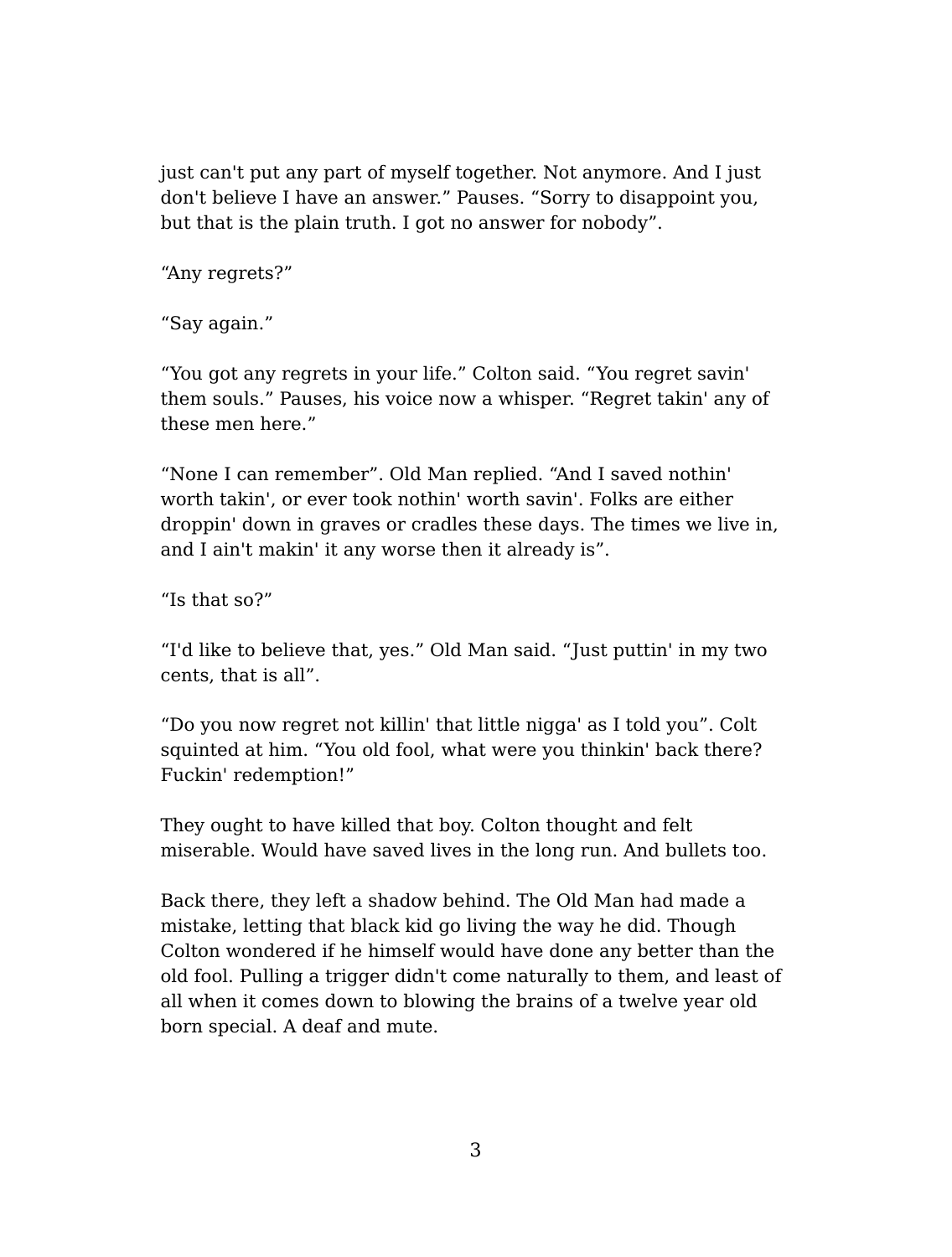just can't put any part of myself together. Not anymore. And I just don't believe I have an answer." Pauses. "Sorry to disappoint you, but that is the plain truth. I got no answer for nobody".

"Any regrets?"

"Say again."

"You got any regrets in your life." Colton said. "You regret savin' them souls." Pauses, his voice now a whisper. "Regret takin' any of these men here."

"None I can remember". Old Man replied. "And I saved nothin' worth takin', or ever took nothin' worth savin'. Folks are either droppin' down in graves or cradles these days. The times we live in, and I ain't makin' it any worse then it already is".

"Is that so?"

"I'd like to believe that, yes." Old Man said. "Just puttin' in my two cents, that is all".

"Do you now regret not killin' that little nigga' as I told you". Colt squinted at him. "You old fool, what were you thinkin' back there? Fuckin' redemption!"

They ought to have killed that boy. Colton thought and felt miserable. Would have saved lives in the long run. And bullets too.

Back there, they left a shadow behind. The Old Man had made a mistake, letting that black kid go living the way he did. Though Colton wondered if he himself would have done any better than the old fool. Pulling a trigger didn't come naturally to them, and least of all when it comes down to blowing the brains of a twelve year old born special. A deaf and mute.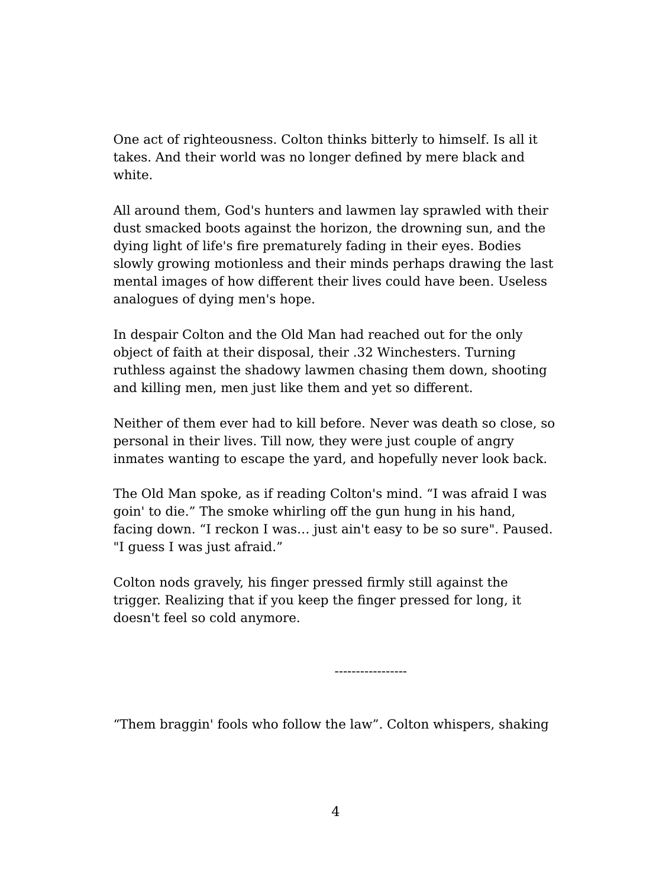One act of righteousness. Colton thinks bitterly to himself. Is all it takes. And their world was no longer defined by mere black and white.

All around them, God's hunters and lawmen lay sprawled with their dust smacked boots against the horizon, the drowning sun, and the dying light of life's fire prematurely fading in their eyes. Bodies slowly growing motionless and their minds perhaps drawing the last mental images of how different their lives could have been. Useless analogues of dying men's hope.

In despair Colton and the Old Man had reached out for the only object of faith at their disposal, their .32 Winchesters. Turning ruthless against the shadowy lawmen chasing them down, shooting and killing men, men just like them and yet so different.

Neither of them ever had to kill before. Never was death so close, so personal in their lives. Till now, they were just couple of angry inmates wanting to escape the yard, and hopefully never look back.

The Old Man spoke, as if reading Colton's mind. "I was afraid I was goin' to die." The smoke whirling off the gun hung in his hand, facing down. "I reckon I was… just ain't easy to be so sure". Paused. "I guess I was just afraid."

Colton nods gravely, his finger pressed firmly still against the trigger. Realizing that if you keep the finger pressed for long, it doesn't feel so cold anymore.

-----------------

"Them braggin' fools who follow the law". Colton whispers, shaking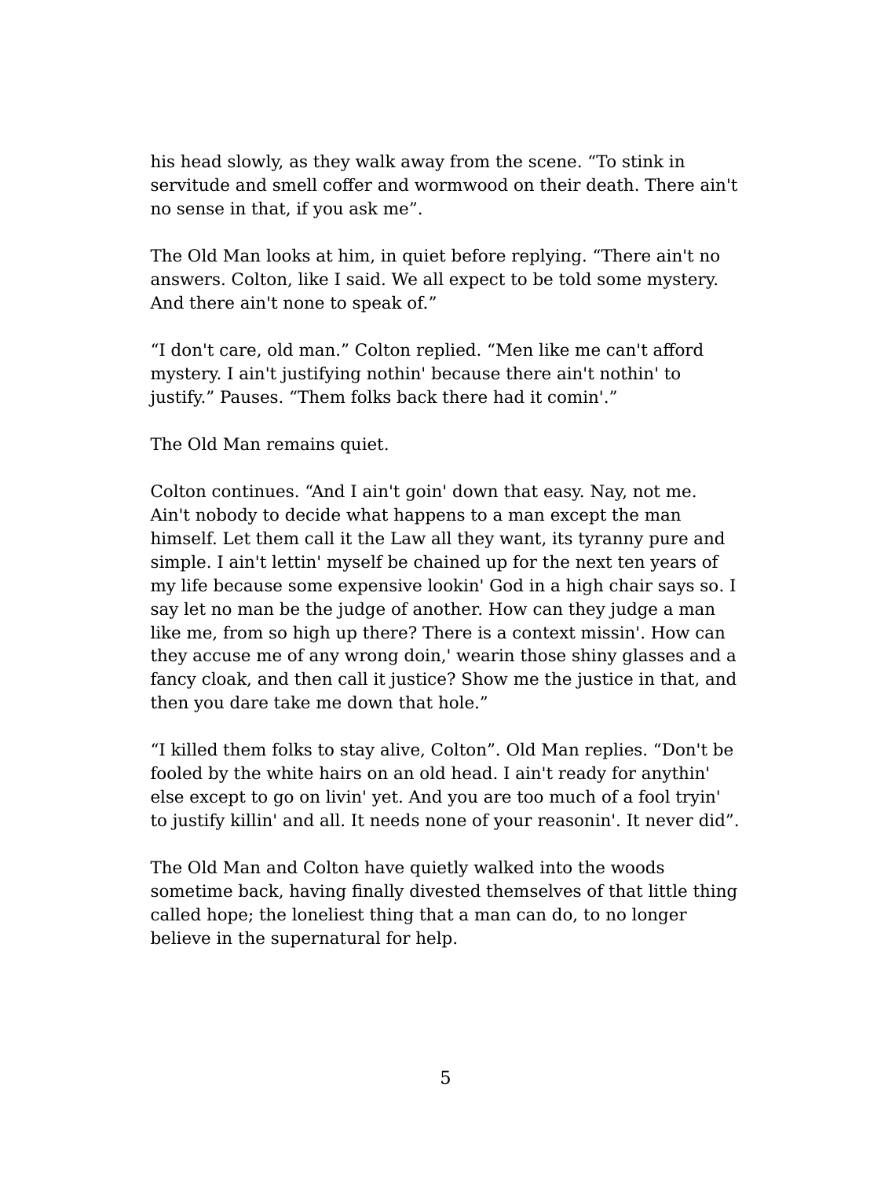his head slowly, as they walk away from the scene. “To stink in servitude and smell coffer and wormwood on their death. There ain't no sense in that, if you ask me”.

The Old Man looks at him, in quiet before replying. “There ain't no answers. Colton, like I said. We all expect to be told some mystery. And there ain't none to speak of.”

“I don't care, old man.” Colton replied. “Men like me can't afford mystery. I ain't justifying nothin' because there ain't nothin' to justify.” Pauses. “Them folks back there had it comin'.”

The Old Man remains quiet.

Colton continues. “And I ain't goin' down that easy. Nay, not me. Ain't nobody to decide what happens to a man except the man himself. Let them call it the Law all they want, its tyranny pure and simple. I ain't lettin' myself be chained up for the next ten years of my life because some expensive lookin' God in a high chair says so. I say let no man be the judge of another. How can they judge a man like me, from so high up there? There is a context missin'. How can they accuse me of any wrong doin,' wearin those shiny glasses and a fancy cloak, and then call it justice? Show me the justice in that, and then you dare take me down that hole.”

“I killed them folks to stay alive, Colton”. Old Man replies. “Don't be fooled by the white hairs on an old head. I ain't ready for anythin' else except to go on livin' yet. And you are too much of a fool tryin' to justify killin' and all. It needs none of your reasonin'. It never did”.

The Old Man and Colton have quietly walked into the woods sometime back, having finally divested themselves of that little thing called hope; the loneliest thing that a man can do, to no longer believe in the supernatural for help.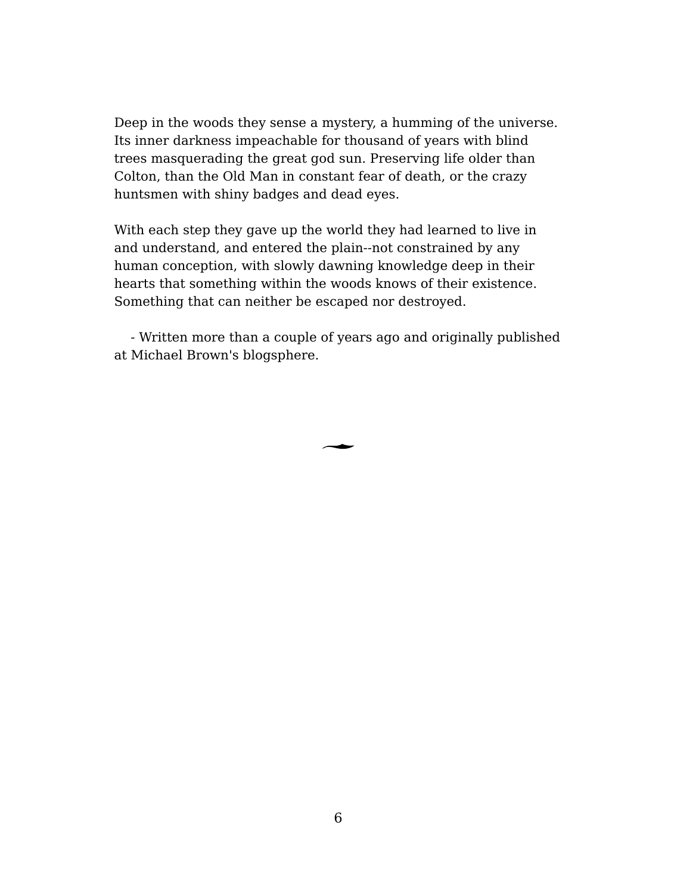Deep in the woods they sense a mystery, a humming of the universe. Its inner darkness impeachable for thousand of years with blind trees masquerading the great god sun. Preserving life older than Colton, than the Old Man in constant fear of death, or the crazy huntsmen with shiny badges and dead eyes.

With each step they gave up the world they had learned to live in and understand, and entered the plain--not constrained by any human conception, with slowly dawning knowledge deep in their hearts that something within the woods knows of their existence. Something that can neither be escaped nor destroyed.

- Written more than a couple of years ago and originally published at Michael Brown's blogsphere.